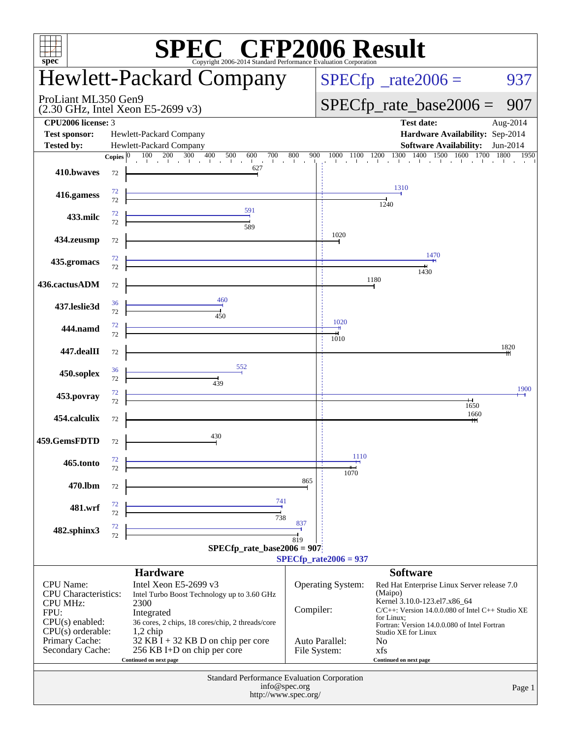# SPEC CFP2006 Result

Copyright 2006-2014 Standard Performance Evaluation Corporation

## Hewlett-Packard Company

ProLiant ML350 Gen9
(2.30 GHz, Intel Xeon E5-2699 v3)

SPECfp_rate2006 = 937

SPECfp_rate_base2006 = 907

| | | | |
|---|---|---|---|
| **CPU2006 license:** | 3 | **Test date:** | Aug-2014 |
| **Test sponsor:** | Hewlett-Packard Company | **Hardware Availability:** | Sep-2014 |
| **Tested by:** | Hewlett-Packard Company | **Software Availability:** | Jun-2014 |

| Benchmark | Copies (peak) | Peak | Copies (base) | Base |
|---|---|---|---|---|
| 410.bwaves | | | 72 | 627 |
| 416.gamess | 72 | 1310 | 72 | 1240 |
| 433.milc | 72 | 591 | 72 | 589 |
| 434.zeusmp | | | 72 | 1020 |
| 435.gromacs | 72 | 1470 | 72 | 1430 |
| 436.cactusADM | | | 72 | 1180 |
| 437.leslie3d | 36 | 460 | 72 | 450 |
| 444.namd | 72 | 1020 | 72 | 1010 |
| 447.dealII | | | 72 | 1820 |
| 450.soplex | 36 | 552 | 72 | 439 |
| 453.povray | 72 | 1900 | 72 | 1650 |
| 454.calculix | | | 72 | 1660 |
| 459.GemsFDTD | | | 72 | 430 |
| 465.tonto | 72 | 1110 | 72 | 1070 |
| 470.lbm | | | 72 | 865 |
| 481.wrf | 72 | 741 | 72 | 738 |
| 482.sphinx3 | 72 | 837 | 72 | 819 |

SPECfp_rate_base2006 = 907

SPECfp_rate2006 = 937

### Hardware

| | |
|---|---|
| CPU Name: | Intel Xeon E5-2699 v3 |
| CPU Characteristics: | Intel Turbo Boost Technology up to 3.60 GHz |
| CPU MHz: | 2300 |
| FPU: | Integrated |
| CPU(s) enabled: | 36 cores, 2 chips, 18 cores/chip, 2 threads/core |
| CPU(s) orderable: | 1,2 chip |
| Primary Cache: | 32 KB I + 32 KB D on chip per core |
| Secondary Cache: | 256 KB I+D on chip per core |

Continued on next page

### Software

| | |
|---|---|
| Operating System: | Red Hat Enterprise Linux Server release 7.0 (Maipo) Kernel 3.10.0-123.el7.x86_64 |
| Compiler: | C/C++: Version 14.0.0.080 of Intel C++ Studio XE for Linux; Fortran: Version 14.0.0.080 of Intel Fortran Studio XE for Linux |
| Auto Parallel: | No |
| File System: | xfs |

Continued on next page

Standard Performance Evaluation Corporation
info@spec.org
http://www.spec.org/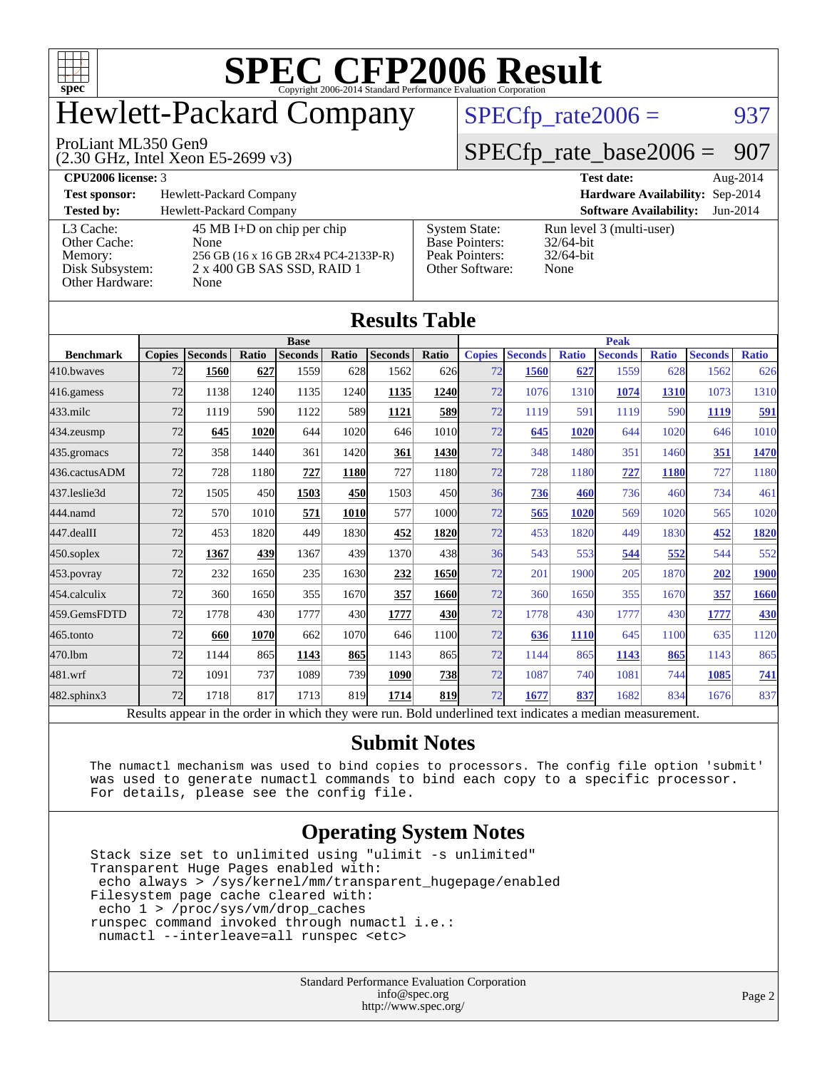# SPEC CFP2006 Result

Copyright 2006-2014 Standard Performance Evaluation Corporation

## Hewlett-Packard Company

ProLiant ML350 Gen9
(2.30 GHz, Intel Xeon E5-2699 v3)

SPECfp_rate2006 = 937

SPECfp_rate_base2006 = 907

**CPU2006 license:** 3
**Test sponsor:** Hewlett-Packard Company
**Tested by:** Hewlett-Packard Company

**Test date:** Aug-2014
**Hardware Availability:** Sep-2014
**Software Availability:** Jun-2014

| | |
|---|---|
| L3 Cache: | 45 MB I+D on chip per chip |
| Other Cache: | None |
| Memory: | 256 GB (16 x 16 GB 2Rx4 PC4-2133P-R) |
| Disk Subsystem: | 2 x 400 GB SAS SSD, RAID 1 |
| Other Hardware: | None |

| | |
|---|---|
| System State: | Run level 3 (multi-user) |
| Base Pointers: | 32/64-bit |
| Peak Pointers: | 32/64-bit |
| Other Software: | None |

## Results Table

| | Base | | | | | | | | Peak | | | | | | | |
|---|---|---|---|---|---|---|---|---|---|---|---|---|---|---|---|---|
| **Benchmark** | **Copies** | **Seconds** | **Ratio** | **Seconds** | **Ratio** | **Seconds** | **Ratio** | **Copies** | **Seconds** | **Ratio** | **Seconds** | **Ratio** | **Seconds** | **Ratio** |
| 410.bwaves | 72 | **1560** | **627** | 1559 | 628 | 1562 | 626 | 72 | **1560** | **627** | 1559 | 628 | 1562 | 626 |
| 416.gamess | 72 | 1138 | 1240 | 1135 | 1240 | **1135** | **1240** | 72 | 1076 | 1310 | **1074** | **1310** | 1073 | 1310 |
| 433.milc | 72 | 1119 | 590 | 1122 | 589 | **1121** | **589** | 72 | 1119 | 591 | 1119 | 590 | **1119** | **591** |
| 434.zeusmp | 72 | **645** | **1020** | 644 | 1020 | 646 | 1010 | 72 | **645** | **1020** | 644 | 1020 | 646 | 1010 |
| 435.gromacs | 72 | 358 | 1440 | 361 | 1420 | **361** | **1430** | 72 | 348 | 1480 | 351 | 1460 | **351** | **1470** |
| 436.cactusADM | 72 | 728 | 1180 | **727** | **1180** | 727 | 1180 | 72 | 728 | 1180 | **727** | **1180** | 727 | 1180 |
| 437.leslie3d | 72 | 1505 | 450 | **1503** | **450** | 1503 | 450 | 36 | **736** | **460** | 736 | 460 | 734 | 461 |
| 444.namd | 72 | 570 | 1010 | **571** | **1010** | 577 | 1000 | 72 | **565** | **1020** | 569 | 1020 | 565 | 1020 |
| 447.dealII | 72 | 453 | 1820 | 449 | 1830 | **452** | **1820** | 72 | 453 | 1820 | 449 | 1830 | **452** | **1820** |
| 450.soplex | 72 | **1367** | **439** | 1367 | 439 | 1370 | 438 | 36 | 543 | 553 | **544** | **552** | 544 | 552 |
| 453.povray | 72 | 232 | 1650 | 235 | 1630 | **232** | **1650** | 72 | 201 | 1900 | 205 | 1870 | **202** | **1900** |
| 454.calculix | 72 | 360 | 1650 | 355 | 1670 | **357** | **1660** | 72 | 360 | 1650 | 355 | 1670 | **357** | **1660** |
| 459.GemsFDTD | 72 | 1778 | 430 | 1777 | 430 | **1777** | **430** | 72 | 1778 | 430 | 1777 | 430 | **1777** | **430** |
| 465.tonto | 72 | **660** | **1070** | 662 | 1070 | 646 | 1100 | 72 | **636** | **1110** | 645 | 1100 | 635 | 1120 |
| 470.lbm | 72 | 1144 | 865 | **1143** | **865** | 1143 | 865 | 72 | 1144 | 865 | **1143** | **865** | 1143 | 865 |
| 481.wrf | 72 | 1091 | 737 | 1089 | 739 | **1090** | **738** | 72 | 1087 | 740 | 1081 | 744 | **1085** | **741** |
| 482.sphinx3 | 72 | 1718 | 817 | 1713 | 819 | **1714** | **819** | 72 | **1677** | **837** | 1682 | 834 | 1676 | 837 |

Results appear in the order in which they were run. Bold underlined text indicates a median measurement.

## Submit Notes

```
The numactl mechanism was used to bind copies to processors. The config file option 'submit'
was used to generate numactl commands to bind each copy to a specific processor.
For details, please see the config file.
```

## Operating System Notes

```
Stack size set to unlimited using "ulimit -s unlimited"
Transparent Huge Pages enabled with:
 echo always > /sys/kernel/mm/transparent_hugepage/enabled
Filesystem page cache cleared with:
 echo 1 > /proc/sys/vm/drop_caches
runspec command invoked through numactl i.e.:
 numactl --interleave=all runspec <etc>
```

Standard Performance Evaluation Corporation
info@spec.org
http://www.spec.org/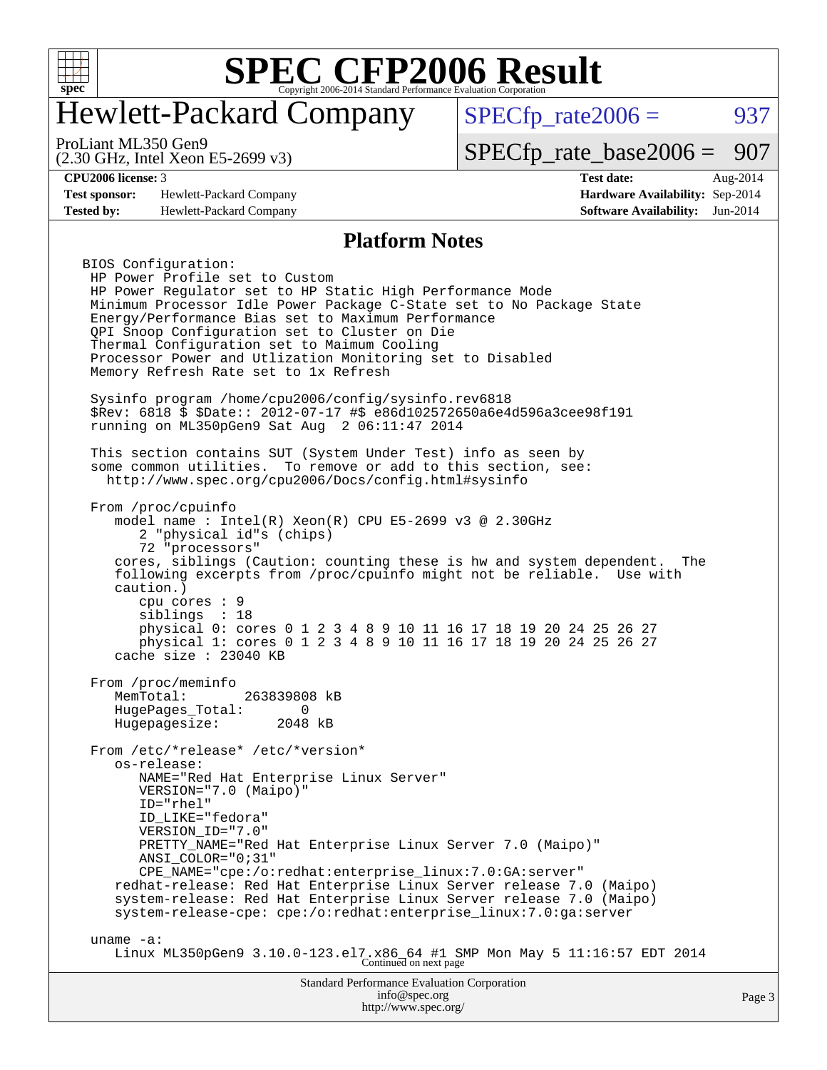# SPEC CFP2006 Result

Copyright 2006-2014 Standard Performance Evaluation Corporation

## Hewlett-Packard Company

ProLiant ML350 Gen9
(2.30 GHz, Intel Xeon E5-2699 v3)

SPECfp_rate2006 = 937

SPECfp_rate_base2006 = 907

| | | | |
|---|---|---|---|
| **CPU2006 license:** | 3 | **Test date:** | Aug-2014 |
| **Test sponsor:** | Hewlett-Packard Company | **Hardware Availability:** | Sep-2014 |
| **Tested by:** | Hewlett-Packard Company | **Software Availability:** | Jun-2014 |

### Platform Notes

```
BIOS Configuration:
 HP Power Profile set to Custom
 HP Power Regulator set to HP Static High Performance Mode
 Minimum Processor Idle Power Package C-State set to No Package State
 Energy/Performance Bias set to Maximum Performance
 QPI Snoop Configuration set to Cluster on Die
 Thermal Configuration set to Maimum Cooling
 Processor Power and Utlization Monitoring set to Disabled
 Memory Refresh Rate set to 1x Refresh

 Sysinfo program /home/cpu2006/config/sysinfo.rev6818
 $Rev: 6818 $ $Date:: 2012-07-17 #$ e86d102572650a6e4d596a3cee98f191
 running on ML350pGen9 Sat Aug  2 06:11:47 2014

 This section contains SUT (System Under Test) info as seen by
 some common utilities.  To remove or add to this section, see:
   http://www.spec.org/cpu2006/Docs/config.html#sysinfo

 From /proc/cpuinfo
    model name : Intel(R) Xeon(R) CPU E5-2699 v3 @ 2.30GHz
       2 "physical id"s (chips)
       72 "processors"
    cores, siblings (Caution: counting these is hw and system dependent.  The
    following excerpts from /proc/cpuinfo might not be reliable.  Use with
    caution.)
       cpu cores : 9
       siblings  : 18
       physical 0: cores 0 1 2 3 4 8 9 10 11 16 17 18 19 20 24 25 26 27
       physical 1: cores 0 1 2 3 4 8 9 10 11 16 17 18 19 20 24 25 26 27
    cache size : 23040 KB

 From /proc/meminfo
    MemTotal:       263839808 kB
    HugePages_Total:       0
    Hugepagesize:       2048 kB

 From /etc/*release* /etc/*version*
    os-release:
       NAME="Red Hat Enterprise Linux Server"
       VERSION="7.0 (Maipo)"
       ID="rhel"
       ID_LIKE="fedora"
       VERSION_ID="7.0"
       PRETTY_NAME="Red Hat Enterprise Linux Server 7.0 (Maipo)"
       ANSI_COLOR="0;31"
       CPE_NAME="cpe:/o:redhat:enterprise_linux:7.0:GA:server"
    redhat-release: Red Hat Enterprise Linux Server release 7.0 (Maipo)
    system-release: Red Hat Enterprise Linux Server release 7.0 (Maipo)
    system-release-cpe: cpe:/o:redhat:enterprise_linux:7.0:ga:server

 uname -a:
    Linux ML350pGen9 3.10.0-123.el7.x86_64 #1 SMP Mon May 5 11:16:57 EDT 2014
```

Continued on next page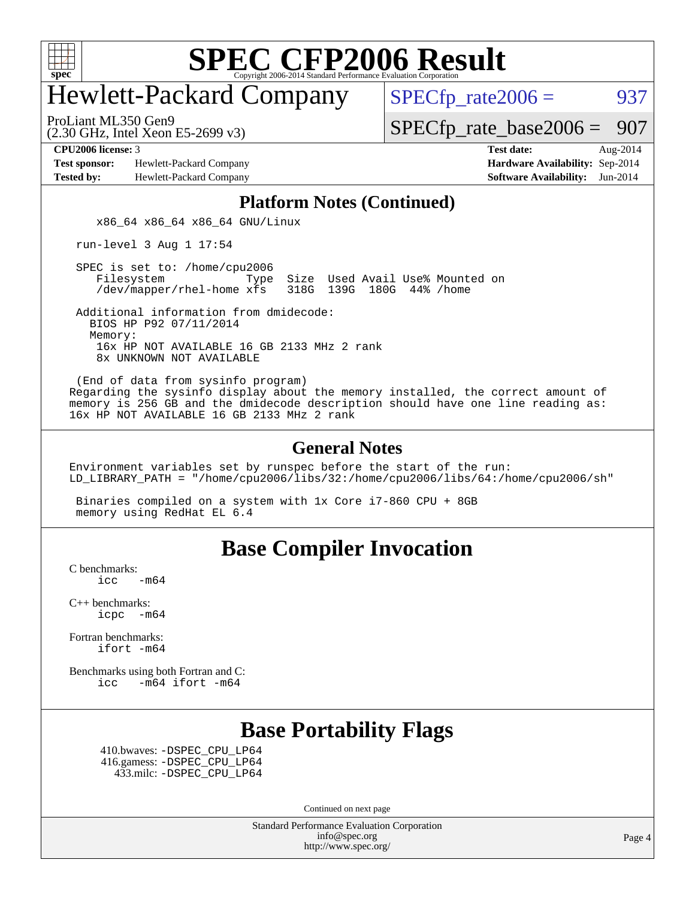# Hewlett-Packard Company

ProLiant ML350 Gen9
(2.30 GHz, Intel Xeon E5-2699 v3)

SPECfp_rate2006 = 937
SPECfp_rate_base2006 = 907

**CPU2006 license:** 3
**Test sponsor:** Hewlett-Packard Company
**Tested by:** Hewlett-Packard Company

**Test date:** Aug-2014
**Hardware Availability:** Sep-2014
**Software Availability:** Jun-2014

## Platform Notes (Continued)

```
    x86_64 x86_64 x86_64 GNU/Linux

 run-level 3 Aug 1 17:54

 SPEC is set to: /home/cpu2006
    Filesystem            Type  Size  Used Avail Use% Mounted on
    /dev/mapper/rhel-home xfs   318G  139G  180G  44% /home

 Additional information from dmidecode:
   BIOS HP P92 07/11/2014
   Memory:
    16x HP NOT AVAILABLE 16 GB 2133 MHz 2 rank
    8x UNKNOWN NOT AVAILABLE

 (End of data from sysinfo program)
Regarding the sysinfo display about the memory installed, the correct amount of
memory is 256 GB and the dmidecode description should have one line reading as:
16x HP NOT AVAILABLE 16 GB 2133 MHz 2 rank
```

## General Notes

```
Environment variables set by runspec before the start of the run:
LD_LIBRARY_PATH = "/home/cpu2006/libs/32:/home/cpu2006/libs/64:/home/cpu2006/sh"

 Binaries compiled on a system with 1x Core i7-860 CPU + 8GB
 memory using RedHat EL 6.4
```

## Base Compiler Invocation

C benchmarks:
    icc  -m64

C++ benchmarks:
    icpc  -m64

Fortran benchmarks:
    ifort -m64

Benchmarks using both Fortran and C:
    icc  -m64 ifort -m64

## Base Portability Flags

410.bwaves: -DSPEC_CPU_LP64
416.gamess: -DSPEC_CPU_LP64
433.milc: -DSPEC_CPU_LP64

Continued on next page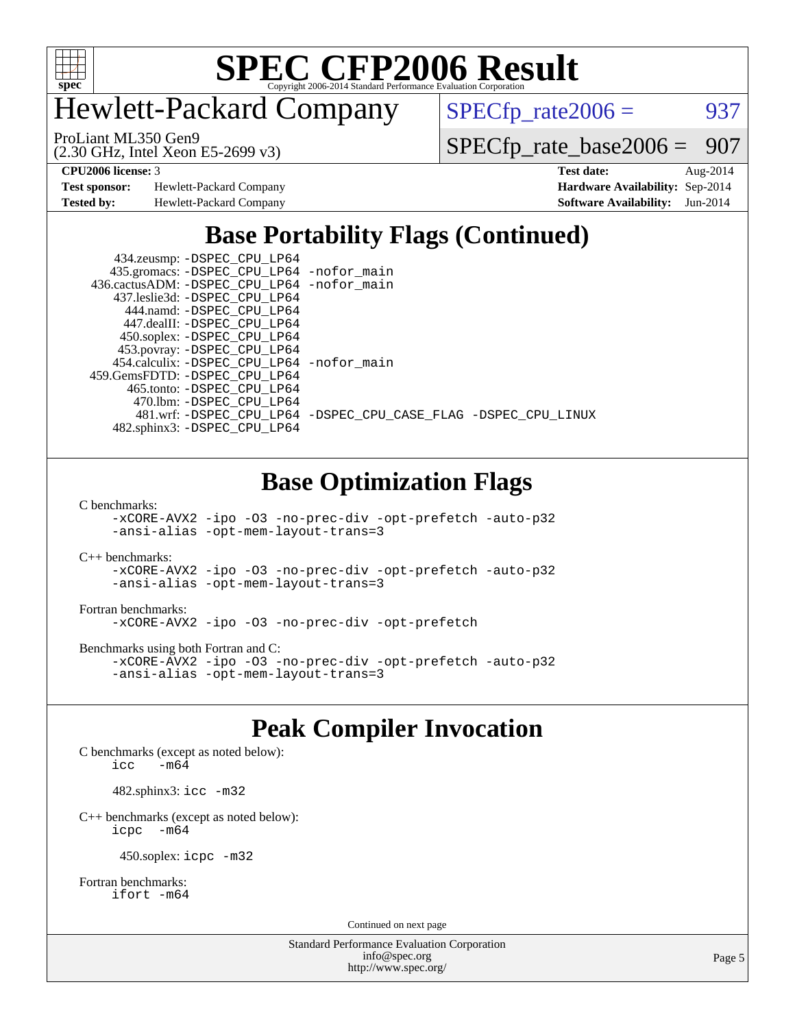# SPEC CFP2006 Result

Copyright 2006-2014 Standard Performance Evaluation Corporation

## Hewlett-Packard Company

ProLiant ML350 Gen9
(2.30 GHz, Intel Xeon E5-2699 v3)

SPECfp_rate2006 = 937

SPECfp_rate_base2006 = 907

| | | | |
|---|---|---|---|
| **CPU2006 license:** 3 | | **Test date:** | Aug-2014 |
| **Test sponsor:** | Hewlett-Packard Company | **Hardware Availability:** | Sep-2014 |
| **Tested by:** | Hewlett-Packard Company | **Software Availability:** | Jun-2014 |

## Base Portability Flags (Continued)

```
   434.zeusmp: -DSPEC_CPU_LP64
  435.gromacs: -DSPEC_CPU_LP64 -nofor_main
 436.cactusADM: -DSPEC_CPU_LP64 -nofor_main
  437.leslie3d: -DSPEC_CPU_LP64
    444.namd: -DSPEC_CPU_LP64
   447.dealII: -DSPEC_CPU_LP64
   450.soplex: -DSPEC_CPU_LP64
   453.povray: -DSPEC_CPU_LP64
  454.calculix: -DSPEC_CPU_LP64 -nofor_main
459.GemsFDTD: -DSPEC_CPU_LP64
   465.tonto: -DSPEC_CPU_LP64
    470.lbm: -DSPEC_CPU_LP64
    481.wrf: -DSPEC_CPU_LP64 -DSPEC_CPU_CASE_FLAG -DSPEC_CPU_LINUX
  482.sphinx3: -DSPEC_CPU_LP64
```

## Base Optimization Flags

C benchmarks:
```
-xCORE-AVX2 -ipo -O3 -no-prec-div -opt-prefetch -auto-p32
-ansi-alias -opt-mem-layout-trans=3
```

C++ benchmarks:
```
-xCORE-AVX2 -ipo -O3 -no-prec-div -opt-prefetch -auto-p32
-ansi-alias -opt-mem-layout-trans=3
```

Fortran benchmarks:
```
-xCORE-AVX2 -ipo -O3 -no-prec-div -opt-prefetch
```

Benchmarks using both Fortran and C:
```
-xCORE-AVX2 -ipo -O3 -no-prec-div -opt-prefetch -auto-p32
-ansi-alias -opt-mem-layout-trans=3
```

## Peak Compiler Invocation

C benchmarks (except as noted below):
```
icc   -m64
```

482.sphinx3: `icc -m32`

C++ benchmarks (except as noted below):
```
icpc   -m64
```

450.soplex: `icpc -m32`

Fortran benchmarks:
```
ifort -m64
```

Continued on next page

Standard Performance Evaluation Corporation
info@spec.org
http://www.spec.org/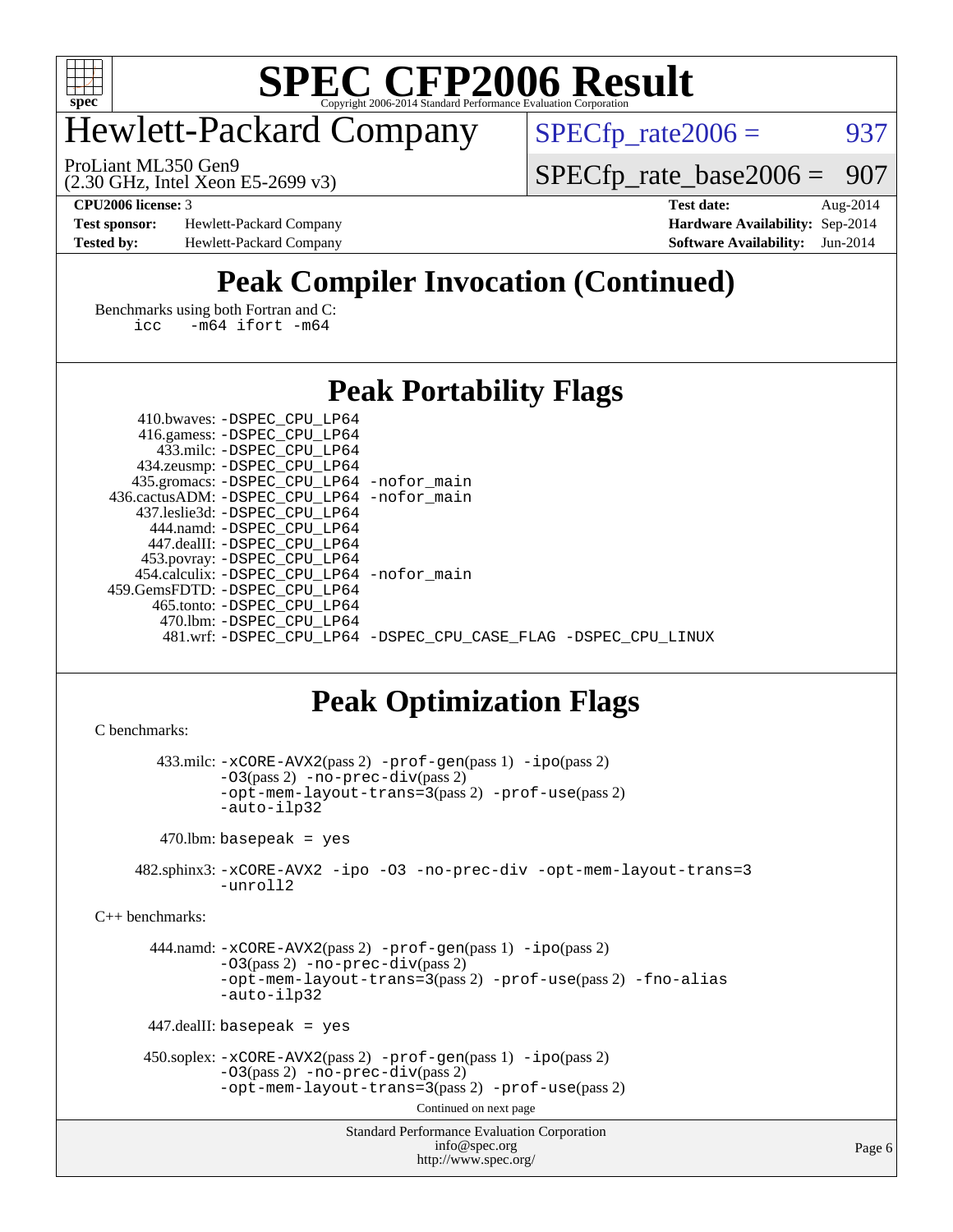# SPEC CFP2006 Result

Copyright 2006-2014 Standard Performance Evaluation Corporation

## Hewlett-Packard Company

ProLiant ML350 Gen9
(2.30 GHz, Intel Xeon E5-2699 v3)

SPECfp_rate2006 = 937

SPECfp_rate_base2006 = 907

| | | | |
|---|---|---|---|
| **CPU2006 license:** 3 | | **Test date:** | Aug-2014 |
| **Test sponsor:** | Hewlett-Packard Company | **Hardware Availability:** | Sep-2014 |
| **Tested by:** | Hewlett-Packard Company | **Software Availability:** | Jun-2014 |

## Peak Compiler Invocation (Continued)

Benchmarks using both Fortran and C:
```
icc   -m64 ifort -m64
```

## Peak Portability Flags

```
     410.bwaves: -DSPEC_CPU_LP64
     416.gamess: -DSPEC_CPU_LP64
       433.milc: -DSPEC_CPU_LP64
     434.zeusmp: -DSPEC_CPU_LP64
    435.gromacs: -DSPEC_CPU_LP64 -nofor_main
 436.cactusADM: -DSPEC_CPU_LP64 -nofor_main
    437.leslie3d: -DSPEC_CPU_LP64
       444.namd: -DSPEC_CPU_LP64
      447.dealII: -DSPEC_CPU_LP64
     453.povray: -DSPEC_CPU_LP64
    454.calculix: -DSPEC_CPU_LP64 -nofor_main
 459.GemsFDTD: -DSPEC_CPU_LP64
      465.tonto: -DSPEC_CPU_LP64
        470.lbm: -DSPEC_CPU_LP64
        481.wrf: -DSPEC_CPU_LP64 -DSPEC_CPU_CASE_FLAG -DSPEC_CPU_LINUX
```

## Peak Optimization Flags

C benchmarks:

433.milc: -xCORE-AVX2(pass 2) -prof-gen(pass 1) -ipo(pass 2) -O3(pass 2) -no-prec-div(pass 2) -opt-mem-layout-trans=3(pass 2) -prof-use(pass 2) -auto-ilp32

470.lbm: basepeak = yes

482.sphinx3: -xCORE-AVX2 -ipo -O3 -no-prec-div -opt-mem-layout-trans=3 -unroll2

C++ benchmarks:

444.namd: -xCORE-AVX2(pass 2) -prof-gen(pass 1) -ipo(pass 2) -O3(pass 2) -no-prec-div(pass 2) -opt-mem-layout-trans=3(pass 2) -prof-use(pass 2) -fno-alias -auto-ilp32

447.dealII: basepeak = yes

450.soplex: -xCORE-AVX2(pass 2) -prof-gen(pass 1) -ipo(pass 2) -O3(pass 2) -no-prec-div(pass 2) -opt-mem-layout-trans=3(pass 2) -prof-use(pass 2)

Continued on next page

Standard Performance Evaluation Corporation
info@spec.org
http://www.spec.org/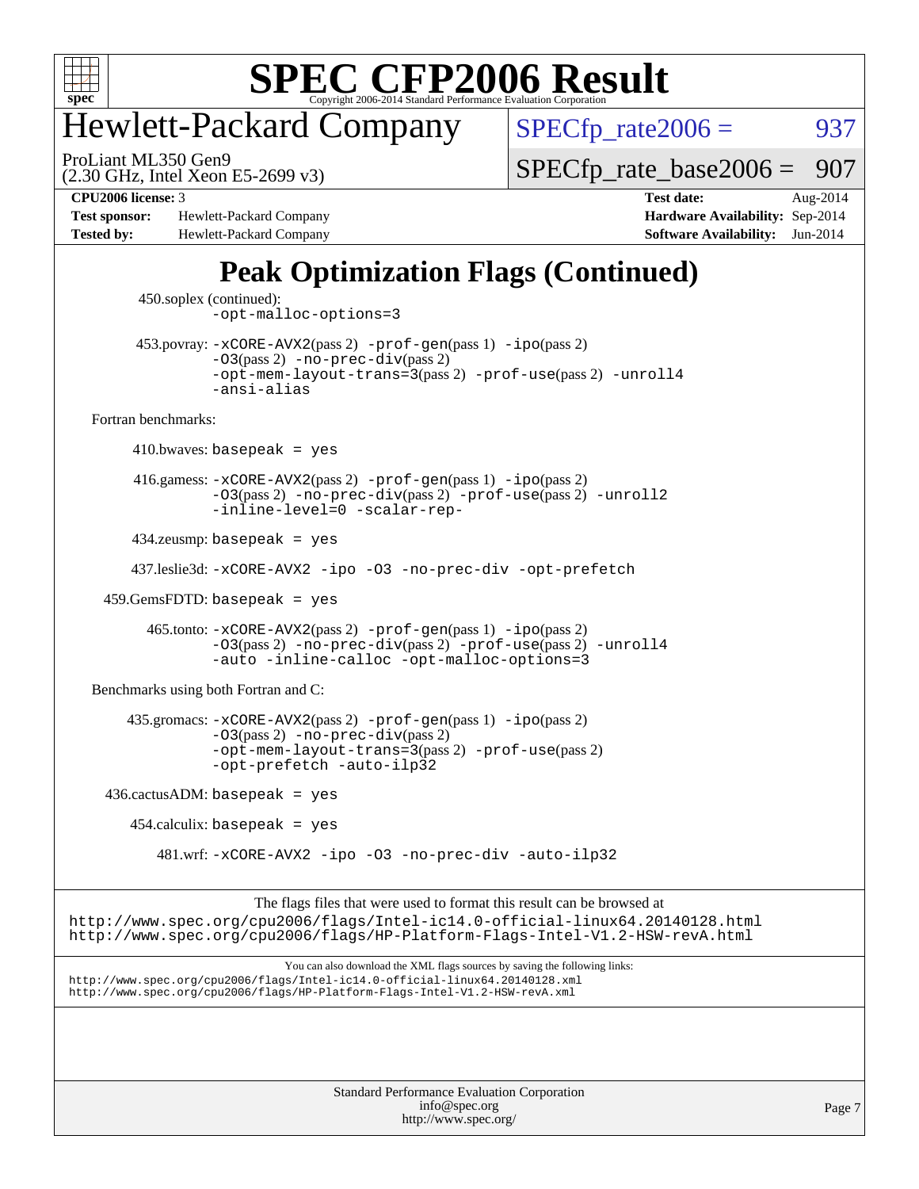# Hewlett-Packard Company

ProLiant ML350 Gen9
(2.30 GHz, Intel Xeon E5-2699 v3)

SPECfp_rate2006 = 937

SPECfp_rate_base2006 = 907

**CPU2006 license:** 3
**Test sponsor:** Hewlett-Packard Company
**Tested by:** Hewlett-Packard Company

**Test date:** Aug-2014
**Hardware Availability:** Sep-2014
**Software Availability:** Jun-2014

## Peak Optimization Flags (Continued)

450.soplex (continued):
`-opt-malloc-options=3`

453.povray: `-xCORE-AVX2`(pass 2) `-prof-gen`(pass 1) `-ipo`(pass 2) `-O3`(pass 2) `-no-prec-div`(pass 2) `-opt-mem-layout-trans=3`(pass 2) `-prof-use`(pass 2) `-unroll4` `-ansi-alias`

Fortran benchmarks:

410.bwaves: `basepeak = yes`

416.gamess: `-xCORE-AVX2`(pass 2) `-prof-gen`(pass 1) `-ipo`(pass 2) `-O3`(pass 2) `-no-prec-div`(pass 2) `-prof-use`(pass 2) `-unroll2` `-inline-level=0` `-scalar-rep-`

434.zeusmp: `basepeak = yes`

437.leslie3d: `-xCORE-AVX2 -ipo -O3 -no-prec-div -opt-prefetch`

459.GemsFDTD: `basepeak = yes`

465.tonto: `-xCORE-AVX2`(pass 2) `-prof-gen`(pass 1) `-ipo`(pass 2) `-O3`(pass 2) `-no-prec-div`(pass 2) `-prof-use`(pass 2) `-unroll4` `-auto` `-inline-calloc` `-opt-malloc-options=3`

Benchmarks using both Fortran and C:

435.gromacs: `-xCORE-AVX2`(pass 2) `-prof-gen`(pass 1) `-ipo`(pass 2) `-O3`(pass 2) `-no-prec-div`(pass 2) `-opt-mem-layout-trans=3`(pass 2) `-prof-use`(pass 2) `-opt-prefetch` `-auto-ilp32`

436.cactusADM: `basepeak = yes`

454.calculix: `basepeak = yes`

481.wrf: `-xCORE-AVX2 -ipo -O3 -no-prec-div -auto-ilp32`

The flags files that were used to format this result can be browsed at
http://www.spec.org/cpu2006/flags/Intel-ic14.0-official-linux64.20140128.html
http://www.spec.org/cpu2006/flags/HP-Platform-Flags-Intel-V1.2-HSW-revA.html

You can also download the XML flags sources by saving the following links:
http://www.spec.org/cpu2006/flags/Intel-ic14.0-official-linux64.20140128.xml
http://www.spec.org/cpu2006/flags/HP-Platform-Flags-Intel-V1.2-HSW-revA.xml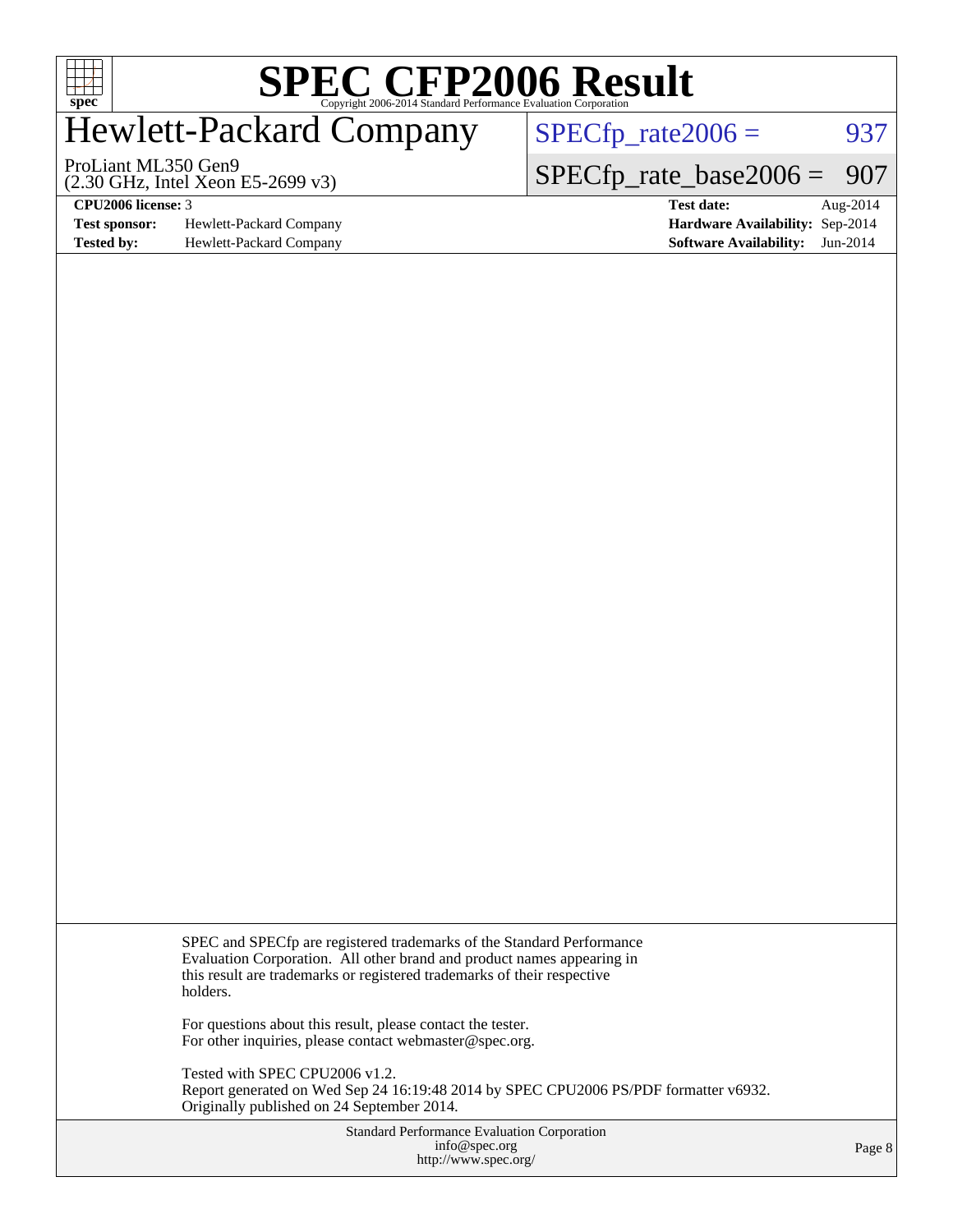SPEC and SPECfp are registered trademarks of the Standard Performance Evaluation Corporation. All other brand and product names appearing in this result are trademarks or registered trademarks of their respective holders.

For questions about this result, please contact the tester.
For other inquiries, please contact webmaster@spec.org.

Tested with SPEC CPU2006 v1.2.
Report generated on Wed Sep 24 16:19:48 2014 by SPEC CPU2006 PS/PDF formatter v6932.
Originally published on 24 September 2014.